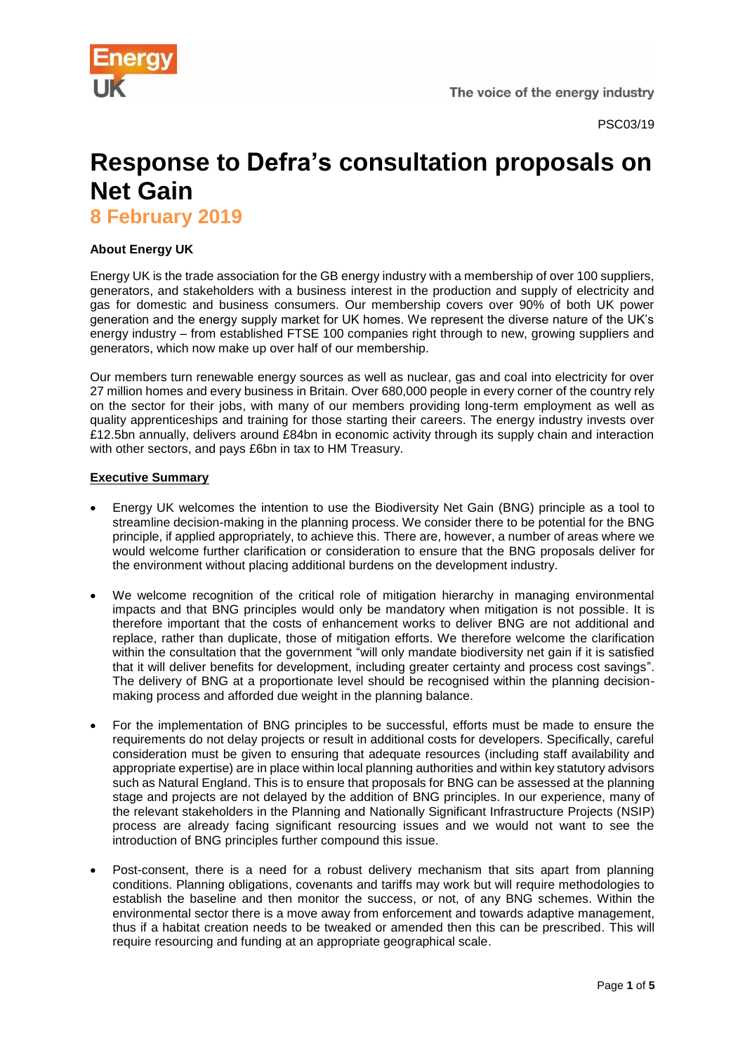PSC03/19

# Response to Defra's consultation proposals on Net Gain

## 8 February 2019

**About Energy UK**

Energy UK is the trade association for the GB energy industry with a membership of over 100 suppliers, generators, and stakeholders with a business interest in the production and supply of electricity and gas for domestic and business consumers. Our membership covers over 90% of both UK power generation and the energy supply market for UK homes. We represent the diverse nature of the UK's energy industry – from established FTSE 100 companies right through to new, growing suppliers and generators, which now make up over half of our membership.

Our members turn renewable energy sources as well as nuclear, gas and coal into electricity for over 27 million homes and every business in Britain. Over 680,000 people in every corner of the country rely on the sector for their jobs, with many of our members providing long-term employment as well as quality apprenticeships and training for those starting their careers. The energy industry invests over £12.5bn annually, delivers around £84bn in economic activity through its supply chain and interaction with other sectors, and pays £6bn in tax to HM Treasury.

**Executive Summary**

- Energy UK welcomes the intention to use the Biodiversity Net Gain (BNG) principle as a tool to streamline decision-making in the planning process. We consider there to be potential for the BNG principle, if applied appropriately, to achieve this. There are, however, a number of areas where we would welcome further clarification or consideration to ensure that the BNG proposals deliver for the environment without placing additional burdens on the development industry.
- We welcome recognition of the critical role of mitigation hierarchy in managing environmental impacts and that BNG principles would only be mandatory when mitigation is not possible. It is therefore important that the costs of enhancement works to deliver BNG are not additional and replace, rather than duplicate, those of mitigation efforts. We therefore welcome the clarification within the consultation that the government "will only mandate biodiversity net gain if it is satisfied that it will deliver benefits for development, including greater certainty and process cost savings". The delivery of BNG at a proportionate level should be recognised within the planning decision-making process and afforded due weight in the planning balance.
- For the implementation of BNG principles to be successful, efforts must be made to ensure the requirements do not delay projects or result in additional costs for developers. Specifically, careful consideration must be given to ensuring that adequate resources (including staff availability and appropriate expertise) are in place within local planning authorities and within key statutory advisors such as Natural England. This is to ensure that proposals for BNG can be assessed at the planning stage and projects are not delayed by the addition of BNG principles. In our experience, many of the relevant stakeholders in the Planning and Nationally Significant Infrastructure Projects (NSIP) process are already facing significant resourcing issues and we would not want to see the introduction of BNG principles further compound this issue.
- Post-consent, there is a need for a robust delivery mechanism that sits apart from planning conditions. Planning obligations, covenants and tariffs may work but will require methodologies to establish the baseline and then monitor the success, or not, of any BNG schemes. Within the environmental sector there is a move away from enforcement and towards adaptive management, thus if a habitat creation needs to be tweaked or amended then this can be prescribed. This will require resourcing and funding at an appropriate geographical scale.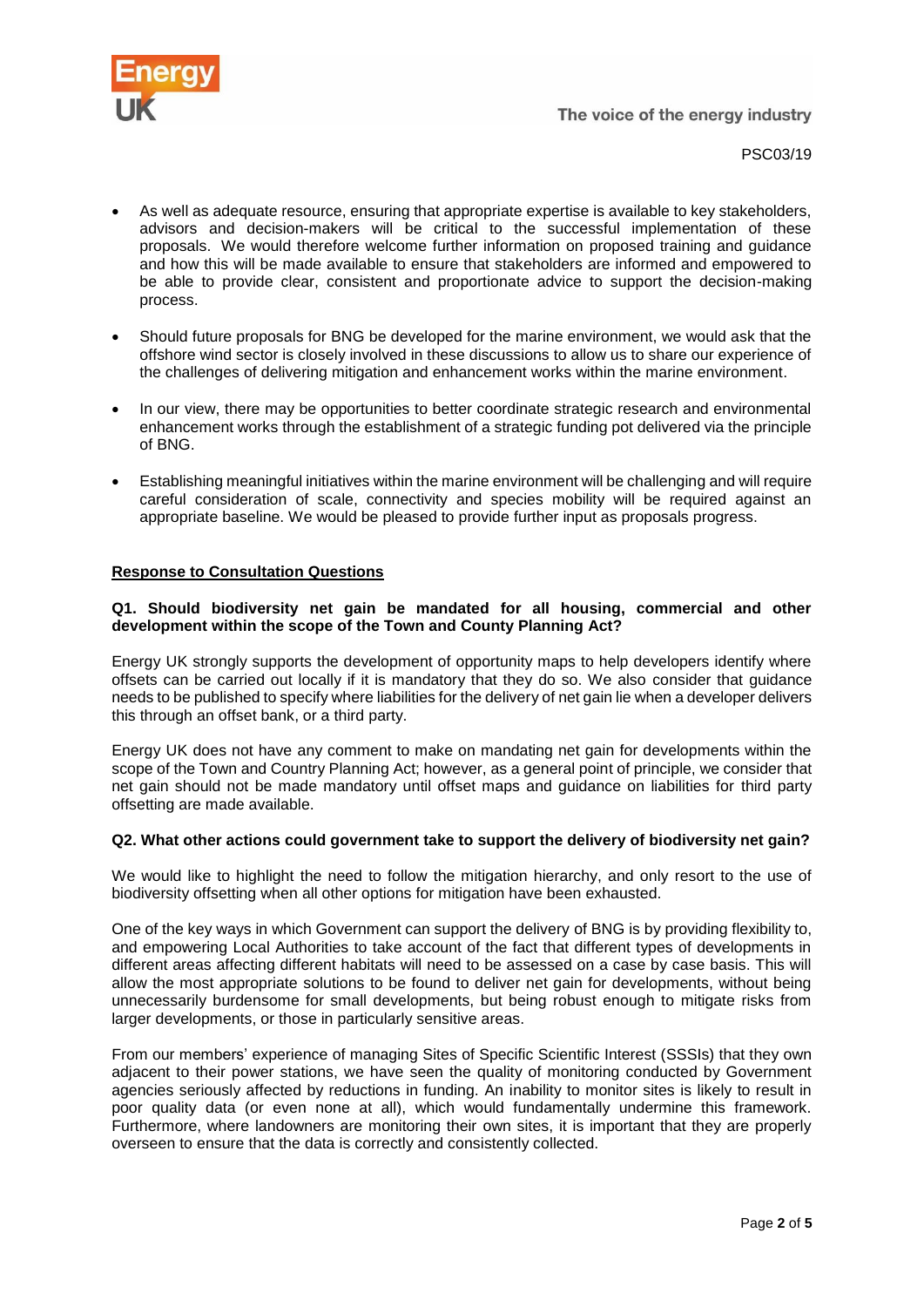- As well as adequate resource, ensuring that appropriate expertise is available to key stakeholders, advisors and decision-makers will be critical to the successful implementation of these proposals. We would therefore welcome further information on proposed training and guidance and how this will be made available to ensure that stakeholders are informed and empowered to be able to provide clear, consistent and proportionate advice to support the decision-making process.

- Should future proposals for BNG be developed for the marine environment, we would ask that the offshore wind sector is closely involved in these discussions to allow us to share our experience of the challenges of delivering mitigation and enhancement works within the marine environment.

- In our view, there may be opportunities to better coordinate strategic research and environmental enhancement works through the establishment of a strategic funding pot delivered via the principle of BNG.

- Establishing meaningful initiatives within the marine environment will be challenging and will require careful consideration of scale, connectivity and species mobility will be required against an appropriate baseline. We would be pleased to provide further input as proposals progress.

## Response to Consultation Questions

### Q1. Should biodiversity net gain be mandated for all housing, commercial and other development within the scope of the Town and County Planning Act?

Energy UK strongly supports the development of opportunity maps to help developers identify where offsets can be carried out locally if it is mandatory that they do so. We also consider that guidance needs to be published to specify where liabilities for the delivery of net gain lie when a developer delivers this through an offset bank, or a third party.

Energy UK does not have any comment to make on mandating net gain for developments within the scope of the Town and Country Planning Act; however, as a general point of principle, we consider that net gain should not be made mandatory until offset maps and guidance on liabilities for third party offsetting are made available.

### Q2. What other actions could government take to support the delivery of biodiversity net gain?

We would like to highlight the need to follow the mitigation hierarchy, and only resort to the use of biodiversity offsetting when all other options for mitigation have been exhausted.

One of the key ways in which Government can support the delivery of BNG is by providing flexibility to, and empowering Local Authorities to take account of the fact that different types of developments in different areas affecting different habitats will need to be assessed on a case by case basis. This will allow the most appropriate solutions to be found to deliver net gain for developments, without being unnecessarily burdensome for small developments, but being robust enough to mitigate risks from larger developments, or those in particularly sensitive areas.

From our members' experience of managing Sites of Specific Scientific Interest (SSSIs) that they own adjacent to their power stations, we have seen the quality of monitoring conducted by Government agencies seriously affected by reductions in funding. An inability to monitor sites is likely to result in poor quality data (or even none at all), which would fundamentally undermine this framework. Furthermore, where landowners are monitoring their own sites, it is important that they are properly overseen to ensure that the data is correctly and consistently collected.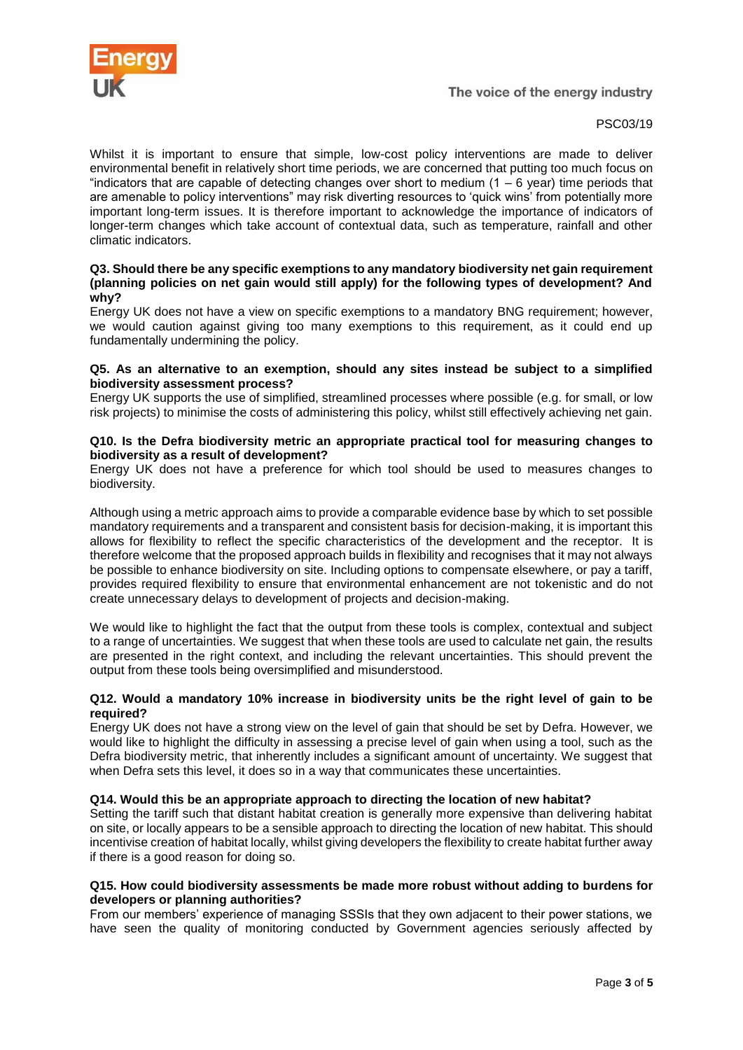Whilst it is important to ensure that simple, low-cost policy interventions are made to deliver environmental benefit in relatively short time periods, we are concerned that putting too much focus on "indicators that are capable of detecting changes over short to medium (1 – 6 year) time periods that are amenable to policy interventions" may risk diverting resources to 'quick wins' from potentially more important long-term issues. It is therefore important to acknowledge the importance of indicators of longer-term changes which take account of contextual data, such as temperature, rainfall and other climatic indicators.

**Q3. Should there be any specific exemptions to any mandatory biodiversity net gain requirement (planning policies on net gain would still apply) for the following types of development? And why?**

Energy UK does not have a view on specific exemptions to a mandatory BNG requirement; however, we would caution against giving too many exemptions to this requirement, as it could end up fundamentally undermining the policy.

**Q5. As an alternative to an exemption, should any sites instead be subject to a simplified biodiversity assessment process?**

Energy UK supports the use of simplified, streamlined processes where possible (e.g. for small, or low risk projects) to minimise the costs of administering this policy, whilst still effectively achieving net gain.

**Q10. Is the Defra biodiversity metric an appropriate practical tool for measuring changes to biodiversity as a result of development?**

Energy UK does not have a preference for which tool should be used to measures changes to biodiversity.

Although using a metric approach aims to provide a comparable evidence base by which to set possible mandatory requirements and a transparent and consistent basis for decision-making, it is important this allows for flexibility to reflect the specific characteristics of the development and the receptor. It is therefore welcome that the proposed approach builds in flexibility and recognises that it may not always be possible to enhance biodiversity on site. Including options to compensate elsewhere, or pay a tariff, provides required flexibility to ensure that environmental enhancement are not tokenistic and do not create unnecessary delays to development of projects and decision-making.

We would like to highlight the fact that the output from these tools is complex, contextual and subject to a range of uncertainties. We suggest that when these tools are used to calculate net gain, the results are presented in the right context, and including the relevant uncertainties. This should prevent the output from these tools being oversimplified and misunderstood.

**Q12. Would a mandatory 10% increase in biodiversity units be the right level of gain to be required?**

Energy UK does not have a strong view on the level of gain that should be set by Defra. However, we would like to highlight the difficulty in assessing a precise level of gain when using a tool, such as the Defra biodiversity metric, that inherently includes a significant amount of uncertainty. We suggest that when Defra sets this level, it does so in a way that communicates these uncertainties.

**Q14. Would this be an appropriate approach to directing the location of new habitat?**

Setting the tariff such that distant habitat creation is generally more expensive than delivering habitat on site, or locally appears to be a sensible approach to directing the location of new habitat. This should incentivise creation of habitat locally, whilst giving developers the flexibility to create habitat further away if there is a good reason for doing so.

**Q15. How could biodiversity assessments be made more robust without adding to burdens for developers or planning authorities?**

From our members' experience of managing SSSIs that they own adjacent to their power stations, we have seen the quality of monitoring conducted by Government agencies seriously affected by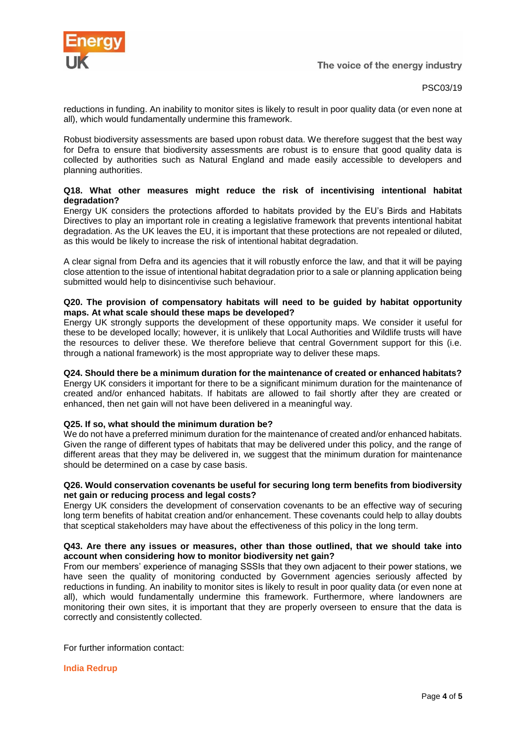reductions in funding. An inability to monitor sites is likely to result in poor quality data (or even none at all), which would fundamentally undermine this framework.

Robust biodiversity assessments are based upon robust data. We therefore suggest that the best way for Defra to ensure that biodiversity assessments are robust is to ensure that good quality data is collected by authorities such as Natural England and made easily accessible to developers and planning authorities.

**Q18. What other measures might reduce the risk of incentivising intentional habitat degradation?**

Energy UK considers the protections afforded to habitats provided by the EU's Birds and Habitats Directives to play an important role in creating a legislative framework that prevents intentional habitat degradation. As the UK leaves the EU, it is important that these protections are not repealed or diluted, as this would be likely to increase the risk of intentional habitat degradation.

A clear signal from Defra and its agencies that it will robustly enforce the law, and that it will be paying close attention to the issue of intentional habitat degradation prior to a sale or planning application being submitted would help to disincentivise such behaviour.

**Q20. The provision of compensatory habitats will need to be guided by habitat opportunity maps. At what scale should these maps be developed?**

Energy UK strongly supports the development of these opportunity maps. We consider it useful for these to be developed locally; however, it is unlikely that Local Authorities and Wildlife trusts will have the resources to deliver these. We therefore believe that central Government support for this (i.e. through a national framework) is the most appropriate way to deliver these maps.

**Q24. Should there be a minimum duration for the maintenance of created or enhanced habitats?**

Energy UK considers it important for there to be a significant minimum duration for the maintenance of created and/or enhanced habitats. If habitats are allowed to fail shortly after they are created or enhanced, then net gain will not have been delivered in a meaningful way.

**Q25. If so, what should the minimum duration be?**

We do not have a preferred minimum duration for the maintenance of created and/or enhanced habitats. Given the range of different types of habitats that may be delivered under this policy, and the range of different areas that they may be delivered in, we suggest that the minimum duration for maintenance should be determined on a case by case basis.

**Q26. Would conservation covenants be useful for securing long term benefits from biodiversity net gain or reducing process and legal costs?**

Energy UK considers the development of conservation covenants to be an effective way of securing long term benefits of habitat creation and/or enhancement. These covenants could help to allay doubts that sceptical stakeholders may have about the effectiveness of this policy in the long term.

**Q43. Are there any issues or measures, other than those outlined, that we should take into account when considering how to monitor biodiversity net gain?**

From our members' experience of managing SSSIs that they own adjacent to their power stations, we have seen the quality of monitoring conducted by Government agencies seriously affected by reductions in funding. An inability to monitor sites is likely to result in poor quality data (or even none at all), which would fundamentally undermine this framework. Furthermore, where landowners are monitoring their own sites, it is important that they are properly overseen to ensure that the data is correctly and consistently collected.

For further information contact:

**India Redrup**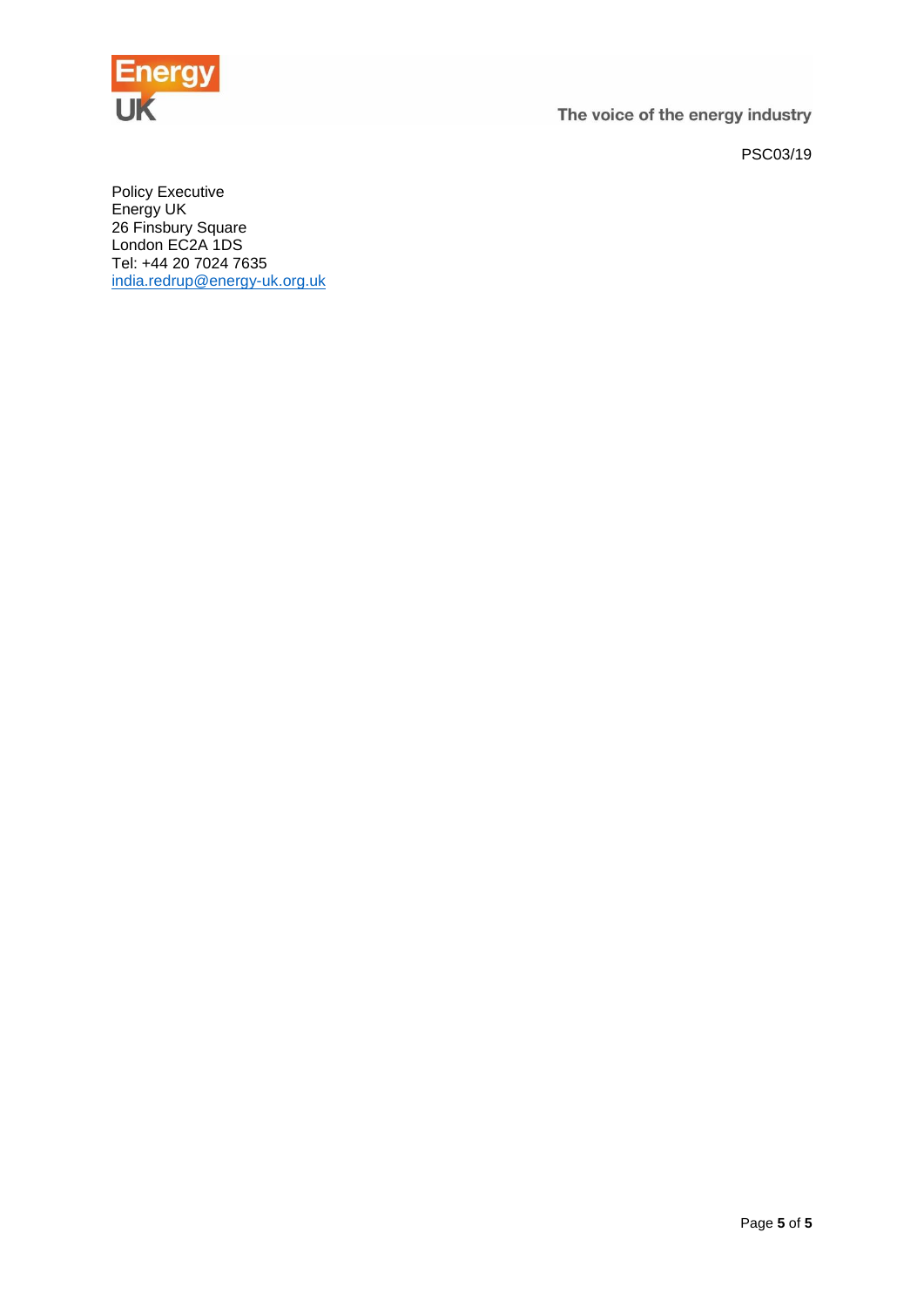Policy Executive
Energy UK
26 Finsbury Square
London EC2A 1DS
Tel: +44 20 7024 7635
india.redrup@energy-uk.org.uk